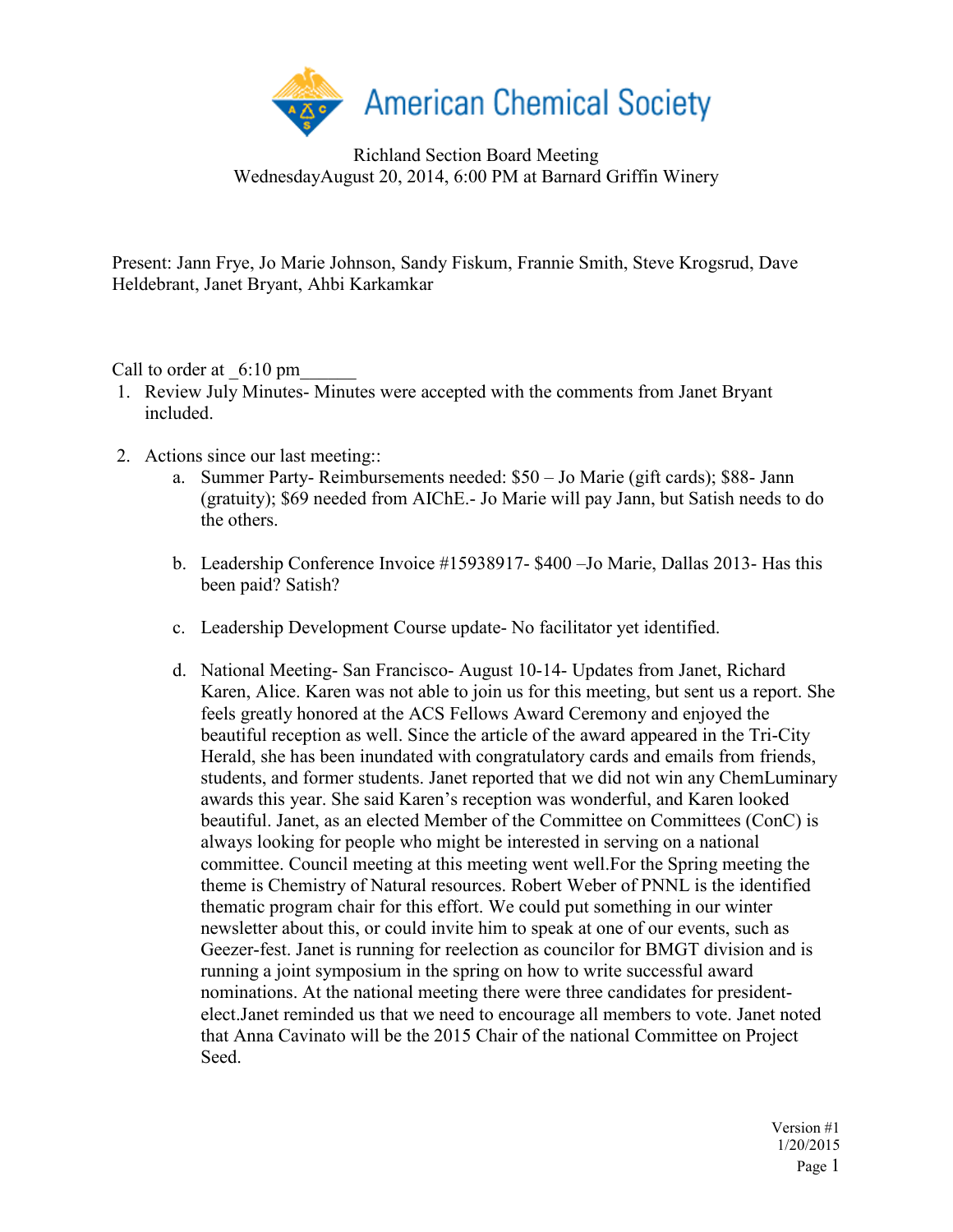Richland Section Board Meeting
WednesdayAugust 20, 2014, 6:00 PM at Barnard Griffin Winery

Present: Jann Frye, Jo Marie Johnson, Sandy Fiskum, Frannie Smith, Steve Krogsrud, Dave Heldebrant, Janet Bryant, Ahbi Karkamkar

Call to order at _6:10 pm______

1. Review July Minutes- Minutes were accepted with the comments from Janet Bryant included.

2. Actions since our last meeting::
   a. Summer Party- Reimbursements needed: $50 – Jo Marie (gift cards); $88- Jann (gratuity); $69 needed from AIChE.- Jo Marie will pay Jann, but Satish needs to do the others.

   b. Leadership Conference Invoice #15938917- $400 –Jo Marie, Dallas 2013- Has this been paid? Satish?

   c. Leadership Development Course update- No facilitator yet identified.

   d. National Meeting- San Francisco- August 10-14- Updates from Janet, Richard Karen, Alice. Karen was not able to join us for this meeting, but sent us a report. She feels greatly honored at the ACS Fellows Award Ceremony and enjoyed the beautiful reception as well. Since the article of the award appeared in the Tri-City Herald, she has been inundated with congratulatory cards and emails from friends, students, and former students. Janet reported that we did not win any ChemLuminary awards this year. She said Karen's reception was wonderful, and Karen looked beautiful. Janet, as an elected Member of the Committee on Committees (ConC) is always looking for people who might be interested in serving on a national committee. Council meeting at this meeting went well.For the Spring meeting the theme is Chemistry of Natural resources. Robert Weber of PNNL is the identified thematic program chair for this effort. We could put something in our winter newsletter about this, or could invite him to speak at one of our events, such as Geezer-fest. Janet is running for reelection as councilor for BMGT division and is running a joint symposium in the spring on how to write successful award nominations. At the national meeting there were three candidates for president-elect.Janet reminded us that we need to encourage all members to vote. Janet noted that Anna Cavinato will be the 2015 Chair of the national Committee on Project Seed.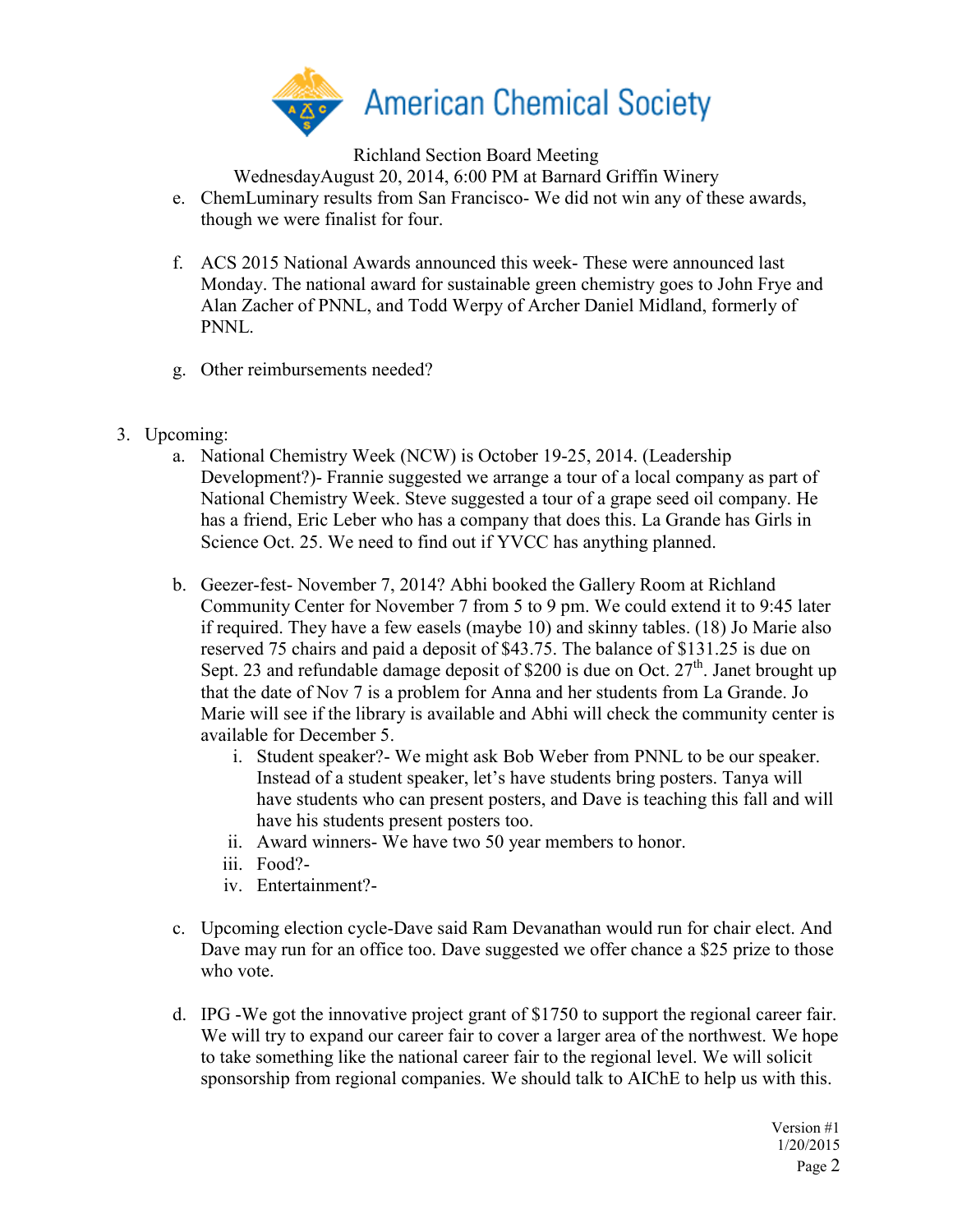Richland Section Board Meeting

WednesdayAugust 20, 2014, 6:00 PM at Barnard Griffin Winery

e. ChemLuminary results from San Francisco- We did not win any of these awards, though we were finalist for four.

f. ACS 2015 National Awards announced this week- These were announced last Monday. The national award for sustainable green chemistry goes to John Frye and Alan Zacher of PNNL, and Todd Werpy of Archer Daniel Midland, formerly of PNNL.

g. Other reimbursements needed?

3. Upcoming:
   a. National Chemistry Week (NCW) is October 19-25, 2014. (Leadership Development?)- Frannie suggested we arrange a tour of a local company as part of National Chemistry Week. Steve suggested a tour of a grape seed oil company. He has a friend, Eric Leber who has a company that does this. La Grande has Girls in Science Oct. 25. We need to find out if YVCC has anything planned.

   b. Geezer-fest- November 7, 2014? Abhi booked the Gallery Room at Richland Community Center for November 7 from 5 to 9 pm. We could extend it to 9:45 later if required. They have a few easels (maybe 10) and skinny tables. (18) Jo Marie also reserved 75 chairs and paid a deposit of $43.75. The balance of $131.25 is due on Sept. 23 and refundable damage deposit of $200 is due on Oct. 27th. Janet brought up that the date of Nov 7 is a problem for Anna and her students from La Grande. Jo Marie will see if the library is available and Abhi will check the community center is available for December 5.
      i. Student speaker?- We might ask Bob Weber from PNNL to be our speaker. Instead of a student speaker, let's have students bring posters. Tanya will have students who can present posters, and Dave is teaching this fall and will have his students present posters too.
      ii. Award winners- We have two 50 year members to honor.
      iii. Food?-
      iv. Entertainment?-

   c. Upcoming election cycle-Dave said Ram Devanathan would run for chair elect. And Dave may run for an office too. Dave suggested we offer chance a $25 prize to those who vote.

   d. IPG -We got the innovative project grant of $1750 to support the regional career fair. We will try to expand our career fair to cover a larger area of the northwest. We hope to take something like the national career fair to the regional level. We will solicit sponsorship from regional companies. We should talk to AIChE to help us with this.

Version #1
1/20/2015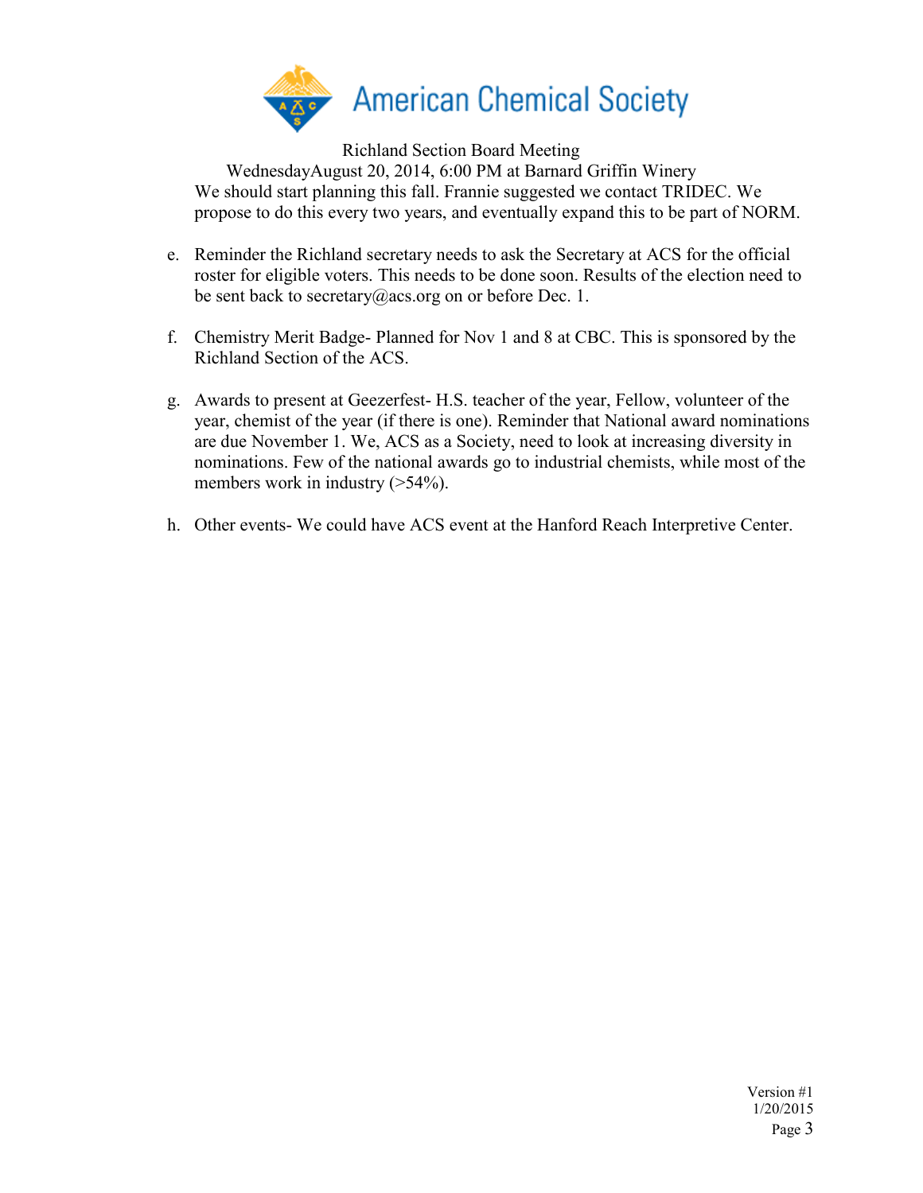Richland Section Board Meeting

WednesdayAugust 20, 2014, 6:00 PM at Barnard Griffin Winery

We should start planning this fall. Frannie suggested we contact TRIDEC. We propose to do this every two years, and eventually expand this to be part of NORM.

e. Reminder the Richland secretary needs to ask the Secretary at ACS for the official roster for eligible voters. This needs to be done soon. Results of the election need to be sent back to secretary@acs.org on or before Dec. 1.

f. Chemistry Merit Badge- Planned for Nov 1 and 8 at CBC. This is sponsored by the Richland Section of the ACS.

g. Awards to present at Geezerfest- H.S. teacher of the year, Fellow, volunteer of the year, chemist of the year (if there is one). Reminder that National award nominations are due November 1. We, ACS as a Society, need to look at increasing diversity in nominations. Few of the national awards go to industrial chemists, while most of the members work in industry (>54%).

h. Other events- We could have ACS event at the Hanford Reach Interpretive Center.